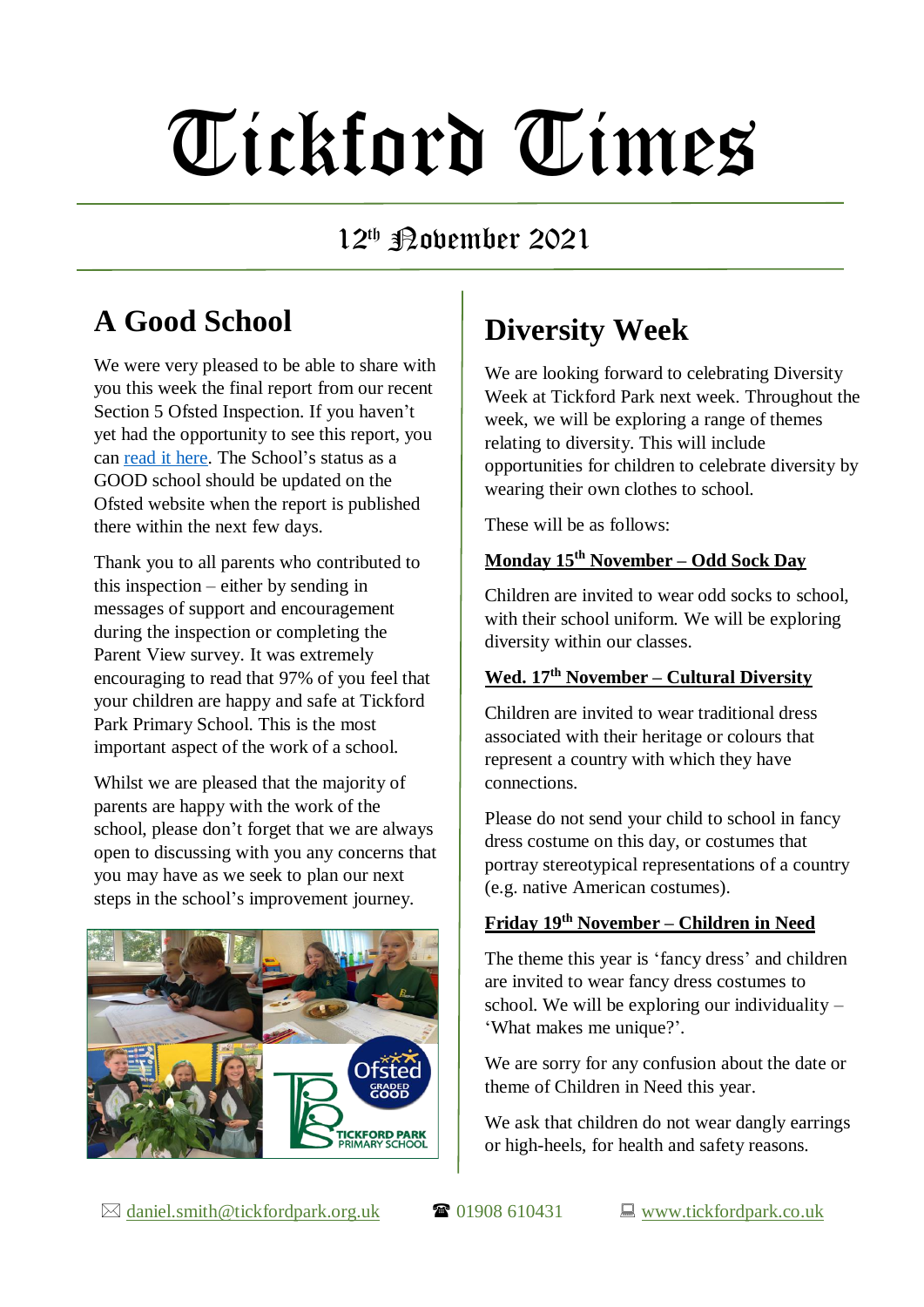# Tickford Times

12th November 2021

## A Good School

We were very pleased to be able to share with you this week the final report from our recent Section 5 Ofsted Inspection. If you haven't yet had the opportunity to see this report, you can read it here. The School's status as a GOOD school should be updated on the Ofsted website when the report is published there within the next few days.

Thank you to all parents who contributed to this inspection – either by sending in messages of support and encouragement during the inspection or completing the Parent View survey. It was extremely encouraging to read that 97% of you feel that your children are happy and safe at Tickford Park Primary School. This is the most important aspect of the work of a school.

Whilst we are pleased that the majority of parents are happy with the work of the school, please don't forget that we are always open to discussing with you any concerns that you may have as we seek to plan our next steps in the school's improvement journey.

## Diversity Week

We are looking forward to celebrating Diversity Week at Tickford Park next week. Throughout the week, we will be exploring a range of themes relating to diversity. This will include opportunities for children to celebrate diversity by wearing their own clothes to school.

These will be as follows:

**Monday 15th November – Odd Sock Day**

Children are invited to wear odd socks to school, with their school uniform. We will be exploring diversity within our classes.

**Wed. 17th November – Cultural Diversity**

Children are invited to wear traditional dress associated with their heritage or colours that represent a country with which they have connections.

Please do not send your child to school in fancy dress costume on this day, or costumes that portray stereotypical representations of a country (e.g. native American costumes).

**Friday 19th November – Children in Need**

The theme this year is 'fancy dress' and children are invited to wear fancy dress costumes to school. We will be exploring our individuality – 'What makes me unique?'.

We are sorry for any confusion about the date or theme of Children in Need this year.

We ask that children do not wear dangly earrings or high-heels, for health and safety reasons.

✉ daniel.smith@tickfordpark.org.uk ☎ 01908 610431 www.tickfordpark.co.uk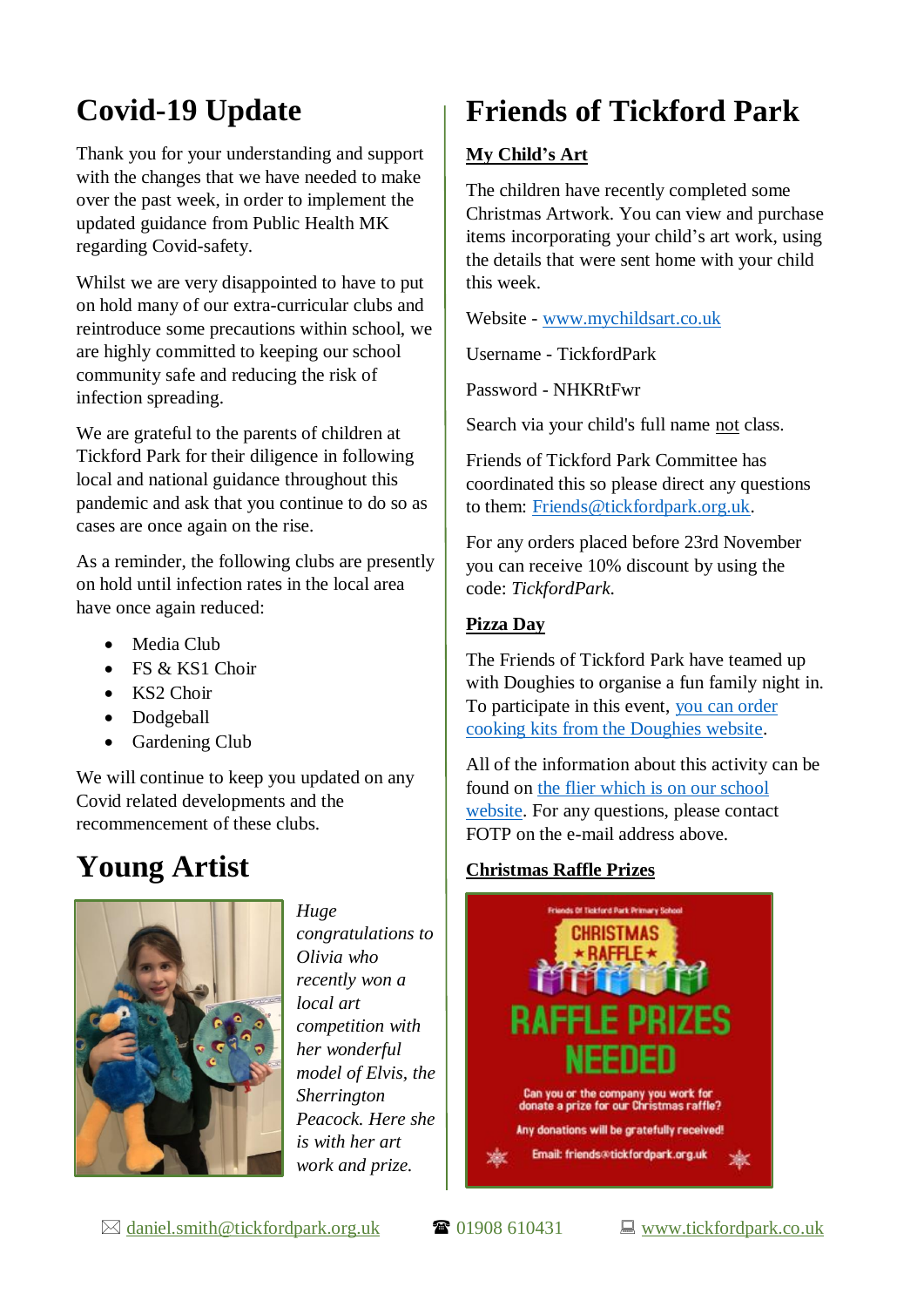# Covid-19 Update

Thank you for your understanding and support with the changes that we have needed to make over the past week, in order to implement the updated guidance from Public Health MK regarding Covid-safety.

Whilst we are very disappointed to have to put on hold many of our extra-curricular clubs and reintroduce some precautions within school, we are highly committed to keeping our school community safe and reducing the risk of infection spreading.

We are grateful to the parents of children at Tickford Park for their diligence in following local and national guidance throughout this pandemic and ask that you continue to do so as cases are once again on the rise.

As a reminder, the following clubs are presently on hold until infection rates in the local area have once again reduced:

- Media Club
- FS & KS1 Choir
- KS2 Choir
- Dodgeball
- Gardening Club

We will continue to keep you updated on any Covid related developments and the recommencement of these clubs.

# Young Artist

*Huge congratulations to Olivia who recently won a local art competition with her wonderful model of Elvis, the Sherrington Peacock. Here she is with her art work and prize.*

# Friends of Tickford Park

**My Child's Art**

The children have recently completed some Christmas Artwork. You can view and purchase items incorporating your child's art work, using the details that were sent home with your child this week.

Website - www.mychildsart.co.uk

Username - TickfordPark

Password - NHKRtFwr

Search via your child's full name not class.

Friends of Tickford Park Committee has coordinated this so please direct any questions to them: Friends@tickfordpark.org.uk.

For any orders placed before 23rd November you can receive 10% discount by using the code: *TickfordPark.*

**Pizza Day**

The Friends of Tickford Park have teamed up with Doughies to organise a fun family night in. To participate in this event, you can order cooking kits from the Doughies website.

All of the information about this activity can be found on the flier which is on our school website. For any questions, please contact FOTP on the e-mail address above.

**Christmas Raffle Prizes**

Friends Of Tickford Park Primary School

CHRISTMAS RAFFLE

RAFFLE PRIZES NEEDED

Can you or the company you work for donate a prize for our Christmas raffle?

Any donations will be gratefully received!

Email: friends@tickfordpark.org.uk